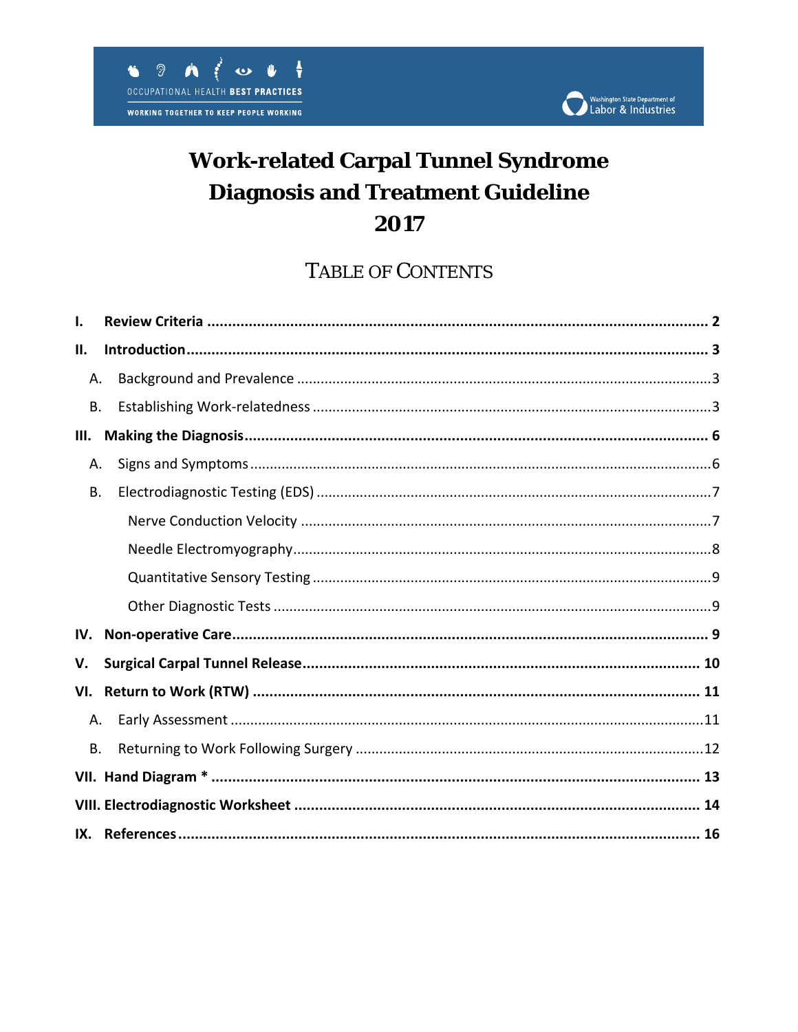OCCUPATIONAL HEALTH **BEST PRACTICES**

WORKING TOGETHER TO KEEP PEOPLE WORKING

Washington State Department of Labor & Industries

# Work-related Carpal Tunnel Syndrome Diagnosis and Treatment Guideline 2017

## TABLE OF CONTENTS

- **I. Review Criteria** ..... **2**
- **II. Introduction** ..... **3**
  - A. Background and Prevalence ..... 3
  - B. Establishing Work-relatedness ..... 3
- **III. Making the Diagnosis** ..... **6**
  - A. Signs and Symptoms ..... 6
  - B. Electrodiagnostic Testing (EDS) ..... 7
    - Nerve Conduction Velocity ..... 7
    - Needle Electromyography ..... 8
    - Quantitative Sensory Testing ..... 9
    - Other Diagnostic Tests ..... 9
- **IV. Non-operative Care** ..... **9**
- **V. Surgical Carpal Tunnel Release** ..... **10**
- **VI. Return to Work (RTW)** ..... **11**
  - A. Early Assessment ..... 11
  - B. Returning to Work Following Surgery ..... 12
- **VII. Hand Diagram *** ..... **13**
- **VIII. Electrodiagnostic Worksheet** ..... **14**
- **IX. References** ..... **16**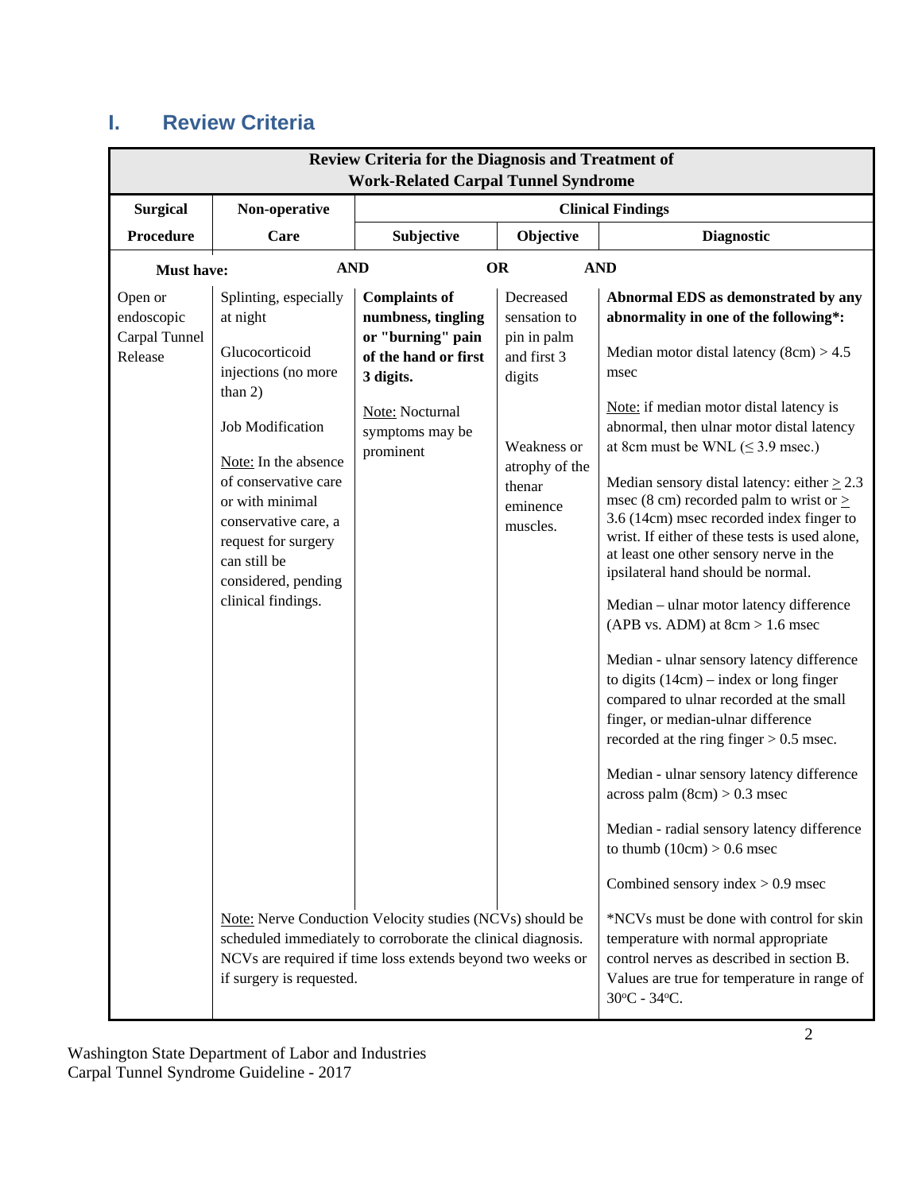## I. Review Criteria

| Review Criteria for the Diagnosis and Treatment of Work-Related Carpal Tunnel Syndrome | | | | |
|---|---|---|---|---|
| **Surgical Procedure** | **Non-operative Care** | **Clinical Findings** | | |
| | | **Subjective** | **Objective** | **Diagnostic** |
| **Must have:** | **AND** | | **OR** | **AND** |
| Open or endoscopic Carpal Tunnel Release | Splinting, especially at night<br><br>Glucocorticoid injections (no more than 2)<br><br>Job Modification<br><br>Note: In the absence of conservative care or with minimal conservative care, a request for surgery can still be considered, pending clinical findings. | **Complaints of numbness, tingling or "burning" pain of the hand or first 3 digits.**<br><br>Note: Nocturnal symptoms may be prominent | Decreased sensation to pin in palm and first 3 digits<br><br>Weakness or atrophy of the thenar eminence muscles. | **Abnormal EDS as demonstrated by any abnormality in one of the following*:**<br><br>Median motor distal latency (8cm) > 4.5 msec<br><br>Note: if median motor distal latency is abnormal, then ulnar motor distal latency at 8cm must be WNL (≤ 3.9 msec.)<br><br>Median sensory distal latency: either ≥ 2.3 msec (8 cm) recorded palm to wrist or ≥ 3.6 (14cm) msec recorded index finger to wrist. If either of these tests is used alone, at least one other sensory nerve in the ipsilateral hand should be normal.<br><br>Median – ulnar motor latency difference (APB vs. ADM) at 8cm > 1.6 msec<br><br>Median - ulnar sensory latency difference to digits (14cm) – index or long finger compared to ulnar recorded at the small finger, or median-ulnar difference recorded at the ring finger > 0.5 msec.<br><br>Median - ulnar sensory latency difference across palm (8cm) > 0.3 msec<br><br>Median - radial sensory latency difference to thumb (10cm) > 0.6 msec<br><br>Combined sensory index > 0.9 msec |
| | Note: Nerve Conduction Velocity studies (NCVs) should be scheduled immediately to corroborate the clinical diagnosis. NCVs are required if time loss extends beyond two weeks or if surgery is requested. | | | *NCVs must be done with control for skin temperature with normal appropriate control nerves as described in section B. Values are true for temperature in range of 30°C - 34°C. |

Washington State Department of Labor and Industries
Carpal Tunnel Syndrome Guideline - 2017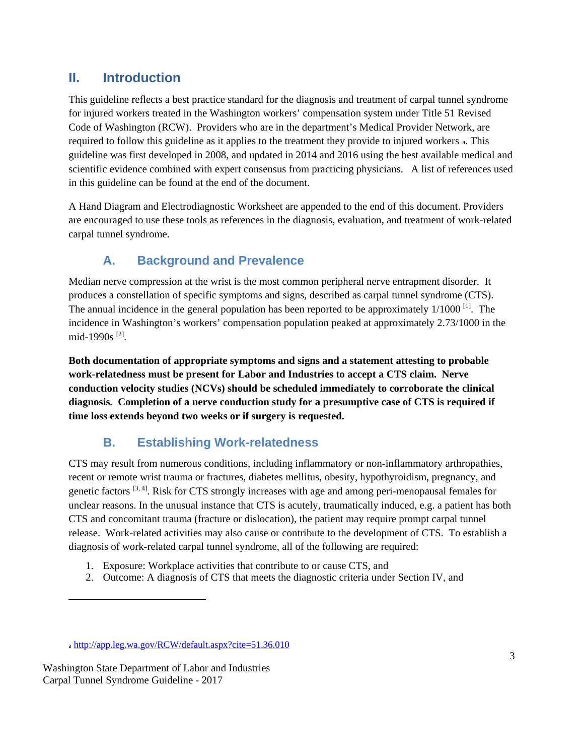## II. Introduction

This guideline reflects a best practice standard for the diagnosis and treatment of carpal tunnel syndrome for injured workers treated in the Washington workers' compensation system under Title 51 Revised Code of Washington (RCW). Providers who are in the department's Medical Provider Network, are required to follow this guideline as it applies to the treatment they provide to injured workers [a]. This guideline was first developed in 2008, and updated in 2014 and 2016 using the best available medical and scientific evidence combined with expert consensus from practicing physicians. A list of references used in this guideline can be found at the end of the document.

A Hand Diagram and Electrodiagnostic Worksheet are appended to the end of this document. Providers are encouraged to use these tools as references in the diagnosis, evaluation, and treatment of work-related carpal tunnel syndrome.

### A. Background and Prevalence

Median nerve compression at the wrist is the most common peripheral nerve entrapment disorder. It produces a constellation of specific symptoms and signs, described as carpal tunnel syndrome (CTS). The annual incidence in the general population has been reported to be approximately 1/1000 [1]. The incidence in Washington's workers' compensation population peaked at approximately 2.73/1000 in the mid-1990s [2].

**Both documentation of appropriate symptoms and signs and a statement attesting to probable work-relatedness must be present for Labor and Industries to accept a CTS claim. Nerve conduction velocity studies (NCVs) should be scheduled immediately to corroborate the clinical diagnosis. Completion of a nerve conduction study for a presumptive case of CTS is required if time loss extends beyond two weeks or if surgery is requested.**

### B. Establishing Work-relatedness

CTS may result from numerous conditions, including inflammatory or non-inflammatory arthropathies, recent or remote wrist trauma or fractures, diabetes mellitus, obesity, hypothyroidism, pregnancy, and genetic factors [3, 4]. Risk for CTS strongly increases with age and among peri-menopausal females for unclear reasons. In the unusual instance that CTS is acutely, traumatically induced, e.g. a patient has both CTS and concomitant trauma (fracture or dislocation), the patient may require prompt carpal tunnel release. Work-related activities may also cause or contribute to the development of CTS. To establish a diagnosis of work-related carpal tunnel syndrome, all of the following are required:

1. Exposure: Workplace activities that contribute to or cause CTS, and
2. Outcome: A diagnosis of CTS that meets the diagnostic criteria under Section IV, and

---

[a] http://app.leg.wa.gov/RCW/default.aspx?cite=51.36.010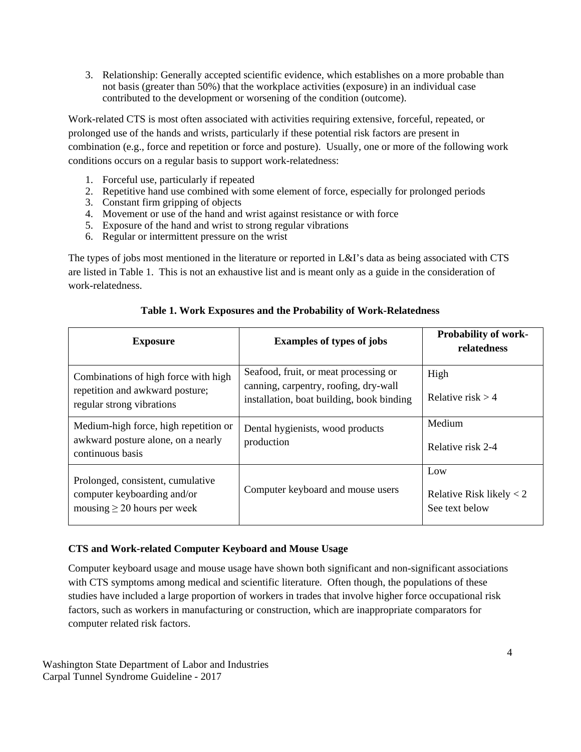3. Relationship: Generally accepted scientific evidence, which establishes on a more probable than not basis (greater than 50%) that the workplace activities (exposure) in an individual case contributed to the development or worsening of the condition (outcome).

Work-related CTS is most often associated with activities requiring extensive, forceful, repeated, or prolonged use of the hands and wrists, particularly if these potential risk factors are present in combination (e.g., force and repetition or force and posture). Usually, one or more of the following work conditions occurs on a regular basis to support work-relatedness:

1. Forceful use, particularly if repeated
2. Repetitive hand use combined with some element of force, especially for prolonged periods
3. Constant firm gripping of objects
4. Movement or use of the hand and wrist against resistance or with force
5. Exposure of the hand and wrist to strong regular vibrations
6. Regular or intermittent pressure on the wrist

The types of jobs most mentioned in the literature or reported in L&I's data as being associated with CTS are listed in Table 1. This is not an exhaustive list and is meant only as a guide in the consideration of work-relatedness.

**Table 1. Work Exposures and the Probability of Work-Relatedness**

| Exposure | Examples of types of jobs | Probability of work-relatedness |
|---|---|---|
| Combinations of high force with high repetition and awkward posture; regular strong vibrations | Seafood, fruit, or meat processing or canning, carpentry, roofing, dry-wall installation, boat building, book binding | High<br><br>Relative risk > 4 |
| Medium-high force, high repetition or awkward posture alone, on a nearly continuous basis | Dental hygienists, wood products production | Medium<br><br>Relative risk 2-4 |
| Prolonged, consistent, cumulative computer keyboarding and/or mousing ≥ 20 hours per week | Computer keyboard and mouse users | Low<br><br>Relative Risk likely < 2<br>See text below |

**CTS and Work-related Computer Keyboard and Mouse Usage**

Computer keyboard usage and mouse usage have shown both significant and non-significant associations with CTS symptoms among medical and scientific literature. Often though, the populations of these studies have included a large proportion of workers in trades that involve higher force occupational risk factors, such as workers in manufacturing or construction, which are inappropriate comparators for computer related risk factors.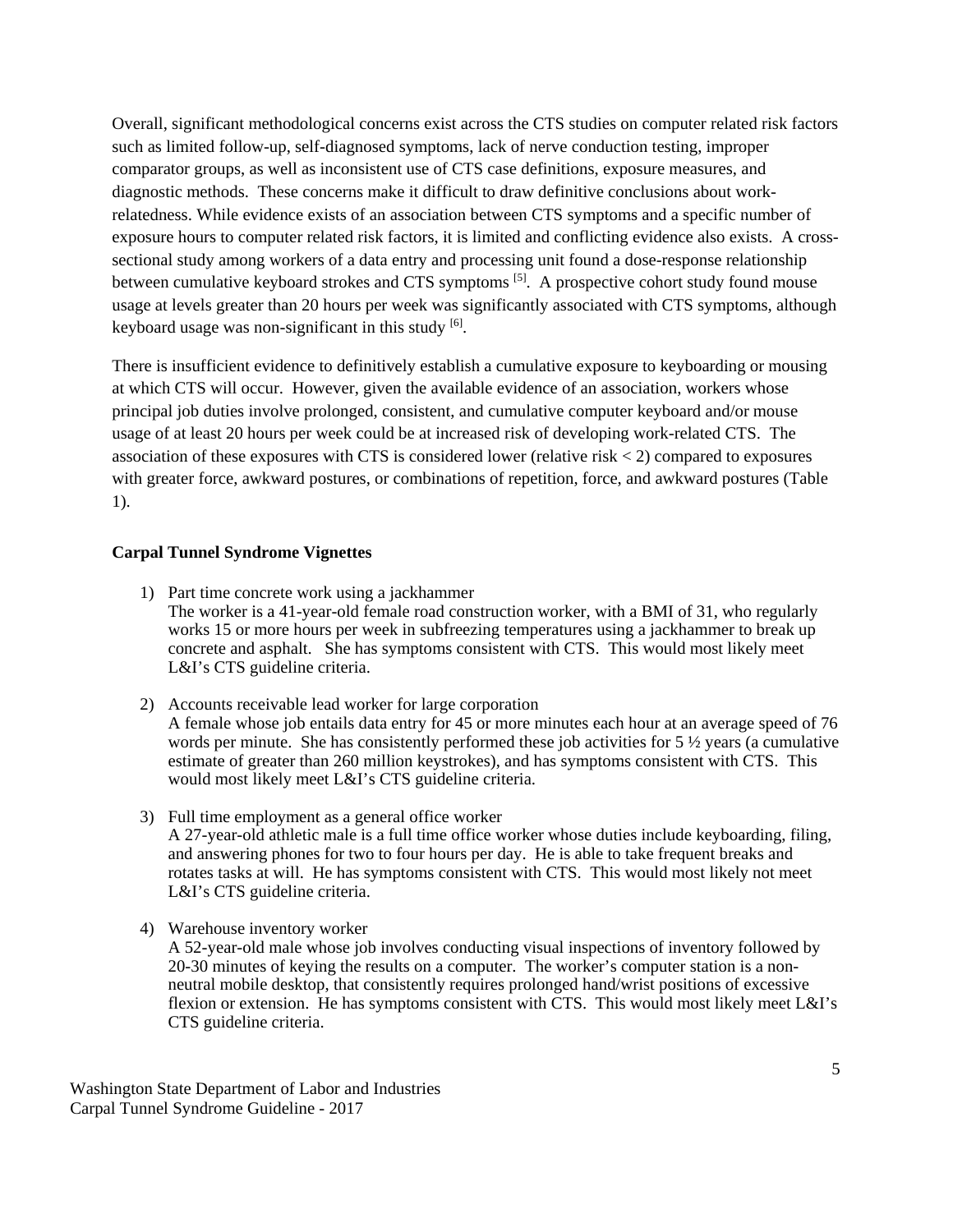Overall, significant methodological concerns exist across the CTS studies on computer related risk factors such as limited follow-up, self-diagnosed symptoms, lack of nerve conduction testing, improper comparator groups, as well as inconsistent use of CTS case definitions, exposure measures, and diagnostic methods. These concerns make it difficult to draw definitive conclusions about work-relatedness. While evidence exists of an association between CTS symptoms and a specific number of exposure hours to computer related risk factors, it is limited and conflicting evidence also exists. A cross-sectional study among workers of a data entry and processing unit found a dose-response relationship between cumulative keyboard strokes and CTS symptoms [5]. A prospective cohort study found mouse usage at levels greater than 20 hours per week was significantly associated with CTS symptoms, although keyboard usage was non-significant in this study [6].

There is insufficient evidence to definitively establish a cumulative exposure to keyboarding or mousing at which CTS will occur. However, given the available evidence of an association, workers whose principal job duties involve prolonged, consistent, and cumulative computer keyboard and/or mouse usage of at least 20 hours per week could be at increased risk of developing work-related CTS. The association of these exposures with CTS is considered lower (relative risk < 2) compared to exposures with greater force, awkward postures, or combinations of repetition, force, and awkward postures (Table 1).

### Carpal Tunnel Syndrome Vignettes

1) Part time concrete work using a jackhammer
   The worker is a 41-year-old female road construction worker, with a BMI of 31, who regularly works 15 or more hours per week in subfreezing temperatures using a jackhammer to break up concrete and asphalt. She has symptoms consistent with CTS. This would most likely meet L&I's CTS guideline criteria.

2) Accounts receivable lead worker for large corporation
   A female whose job entails data entry for 45 or more minutes each hour at an average speed of 76 words per minute. She has consistently performed these job activities for 5 ½ years (a cumulative estimate of greater than 260 million keystrokes), and has symptoms consistent with CTS. This would most likely meet L&I's CTS guideline criteria.

3) Full time employment as a general office worker
   A 27-year-old athletic male is a full time office worker whose duties include keyboarding, filing, and answering phones for two to four hours per day. He is able to take frequent breaks and rotates tasks at will. He has symptoms consistent with CTS. This would most likely not meet L&I's CTS guideline criteria.

4) Warehouse inventory worker
   A 52-year-old male whose job involves conducting visual inspections of inventory followed by 20-30 minutes of keying the results on a computer. The worker's computer station is a non-neutral mobile desktop, that consistently requires prolonged hand/wrist positions of excessive flexion or extension. He has symptoms consistent with CTS. This would most likely meet L&I's CTS guideline criteria.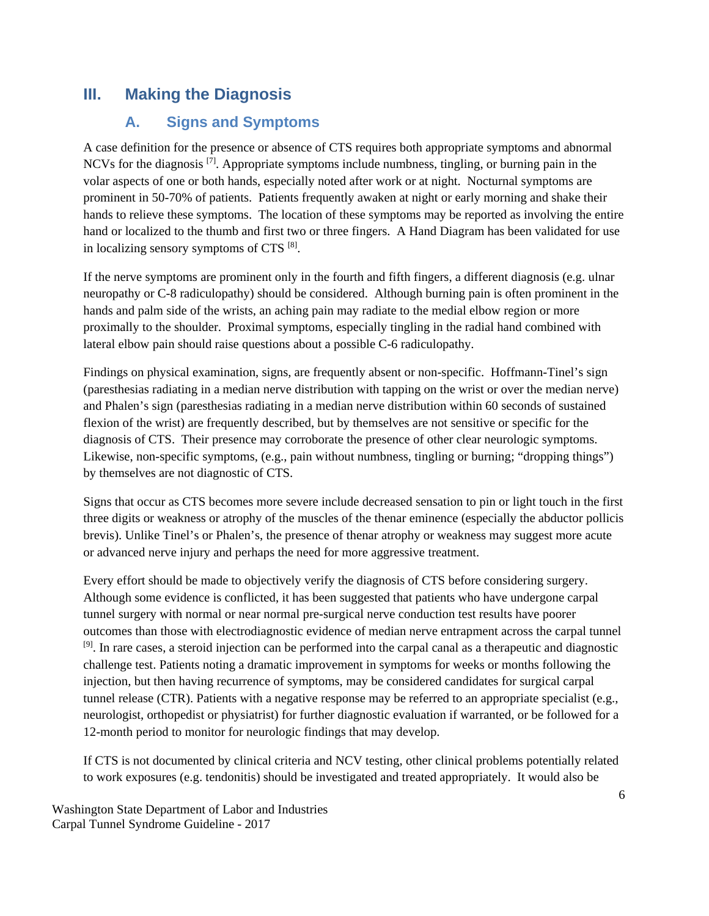## III. Making the Diagnosis

### A. Signs and Symptoms

A case definition for the presence or absence of CTS requires both appropriate symptoms and abnormal NCVs for the diagnosis [7]. Appropriate symptoms include numbness, tingling, or burning pain in the volar aspects of one or both hands, especially noted after work or at night. Nocturnal symptoms are prominent in 50-70% of patients. Patients frequently awaken at night or early morning and shake their hands to relieve these symptoms. The location of these symptoms may be reported as involving the entire hand or localized to the thumb and first two or three fingers. A Hand Diagram has been validated for use in localizing sensory symptoms of CTS [8].

If the nerve symptoms are prominent only in the fourth and fifth fingers, a different diagnosis (e.g. ulnar neuropathy or C-8 radiculopathy) should be considered. Although burning pain is often prominent in the hands and palm side of the wrists, an aching pain may radiate to the medial elbow region or more proximally to the shoulder. Proximal symptoms, especially tingling in the radial hand combined with lateral elbow pain should raise questions about a possible C-6 radiculopathy.

Findings on physical examination, signs, are frequently absent or non-specific. Hoffmann-Tinel's sign (paresthesias radiating in a median nerve distribution with tapping on the wrist or over the median nerve) and Phalen's sign (paresthesias radiating in a median nerve distribution within 60 seconds of sustained flexion of the wrist) are frequently described, but by themselves are not sensitive or specific for the diagnosis of CTS. Their presence may corroborate the presence of other clear neurologic symptoms. Likewise, non-specific symptoms, (e.g., pain without numbness, tingling or burning; "dropping things") by themselves are not diagnostic of CTS.

Signs that occur as CTS becomes more severe include decreased sensation to pin or light touch in the first three digits or weakness or atrophy of the muscles of the thenar eminence (especially the abductor pollicis brevis). Unlike Tinel's or Phalen's, the presence of thenar atrophy or weakness may suggest more acute or advanced nerve injury and perhaps the need for more aggressive treatment.

Every effort should be made to objectively verify the diagnosis of CTS before considering surgery. Although some evidence is conflicted, it has been suggested that patients who have undergone carpal tunnel surgery with normal or near normal pre-surgical nerve conduction test results have poorer outcomes than those with electrodiagnostic evidence of median nerve entrapment across the carpal tunnel [9]. In rare cases, a steroid injection can be performed into the carpal canal as a therapeutic and diagnostic challenge test. Patients noting a dramatic improvement in symptoms for weeks or months following the injection, but then having recurrence of symptoms, may be considered candidates for surgical carpal tunnel release (CTR). Patients with a negative response may be referred to an appropriate specialist (e.g., neurologist, orthopedist or physiatrist) for further diagnostic evaluation if warranted, or be followed for a 12-month period to monitor for neurologic findings that may develop.

If CTS is not documented by clinical criteria and NCV testing, other clinical problems potentially related to work exposures (e.g. tendonitis) should be investigated and treated appropriately. It would also be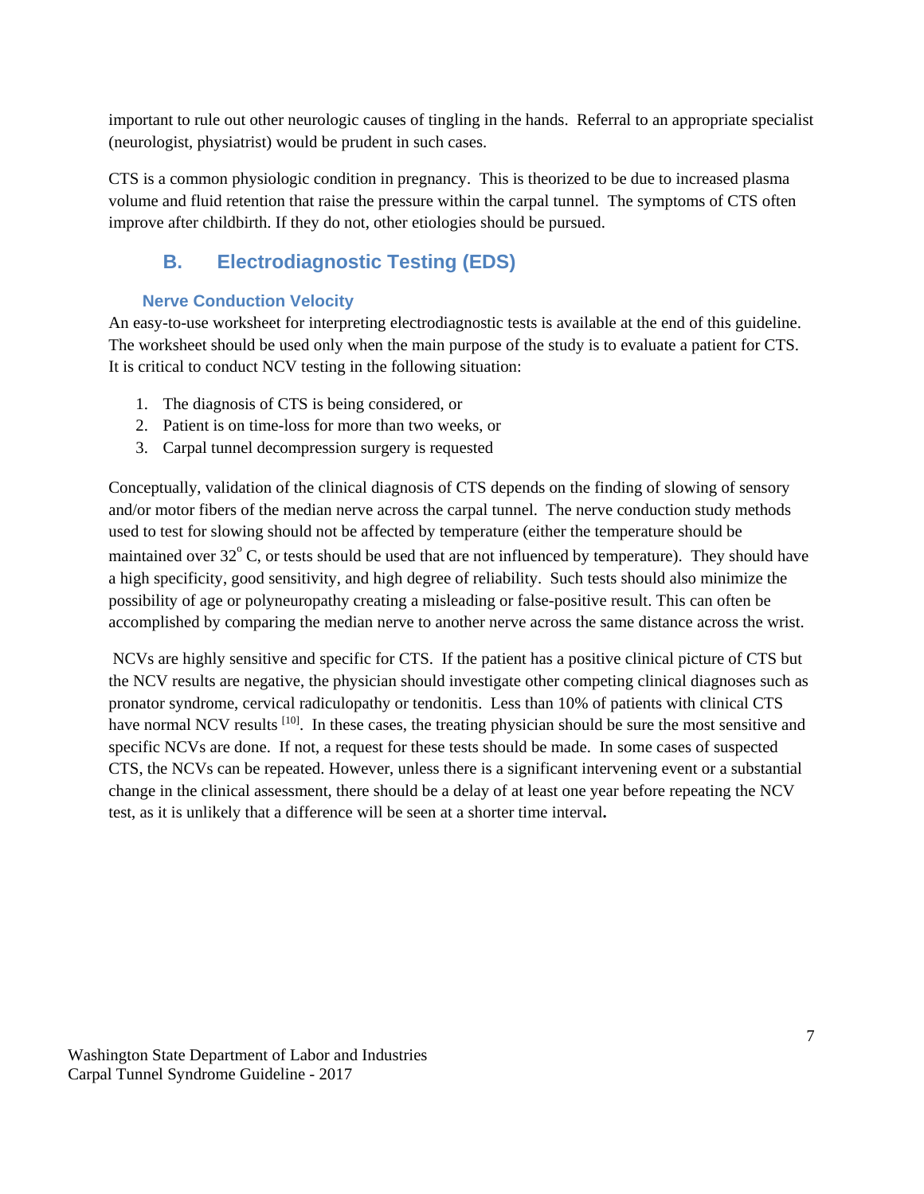important to rule out other neurologic causes of tingling in the hands. Referral to an appropriate specialist (neurologist, physiatrist) would be prudent in such cases.

CTS is a common physiologic condition in pregnancy. This is theorized to be due to increased plasma volume and fluid retention that raise the pressure within the carpal tunnel. The symptoms of CTS often improve after childbirth. If they do not, other etiologies should be pursued.

## B. Electrodiagnostic Testing (EDS)

### Nerve Conduction Velocity

An easy-to-use worksheet for interpreting electrodiagnostic tests is available at the end of this guideline. The worksheet should be used only when the main purpose of the study is to evaluate a patient for CTS. It is critical to conduct NCV testing in the following situation:

1. The diagnosis of CTS is being considered, or
2. Patient is on time-loss for more than two weeks, or
3. Carpal tunnel decompression surgery is requested

Conceptually, validation of the clinical diagnosis of CTS depends on the finding of slowing of sensory and/or motor fibers of the median nerve across the carpal tunnel. The nerve conduction study methods used to test for slowing should not be affected by temperature (either the temperature should be maintained over $32^{o}$ C, or tests should be used that are not influenced by temperature). They should have a high specificity, good sensitivity, and high degree of reliability. Such tests should also minimize the possibility of age or polyneuropathy creating a misleading or false-positive result. This can often be accomplished by comparing the median nerve to another nerve across the same distance across the wrist.

NCVs are highly sensitive and specific for CTS. If the patient has a positive clinical picture of CTS but the NCV results are negative, the physician should investigate other competing clinical diagnoses such as pronator syndrome, cervical radiculopathy or tendonitis. Less than 10% of patients with clinical CTS have normal NCV results [10]. In these cases, the treating physician should be sure the most sensitive and specific NCVs are done. If not, a request for these tests should be made. In some cases of suspected CTS, the NCVs can be repeated. However, unless there is a significant intervening event or a substantial change in the clinical assessment, there should be a delay of at least one year before repeating the NCV test, as it is unlikely that a difference will be seen at a shorter time interval.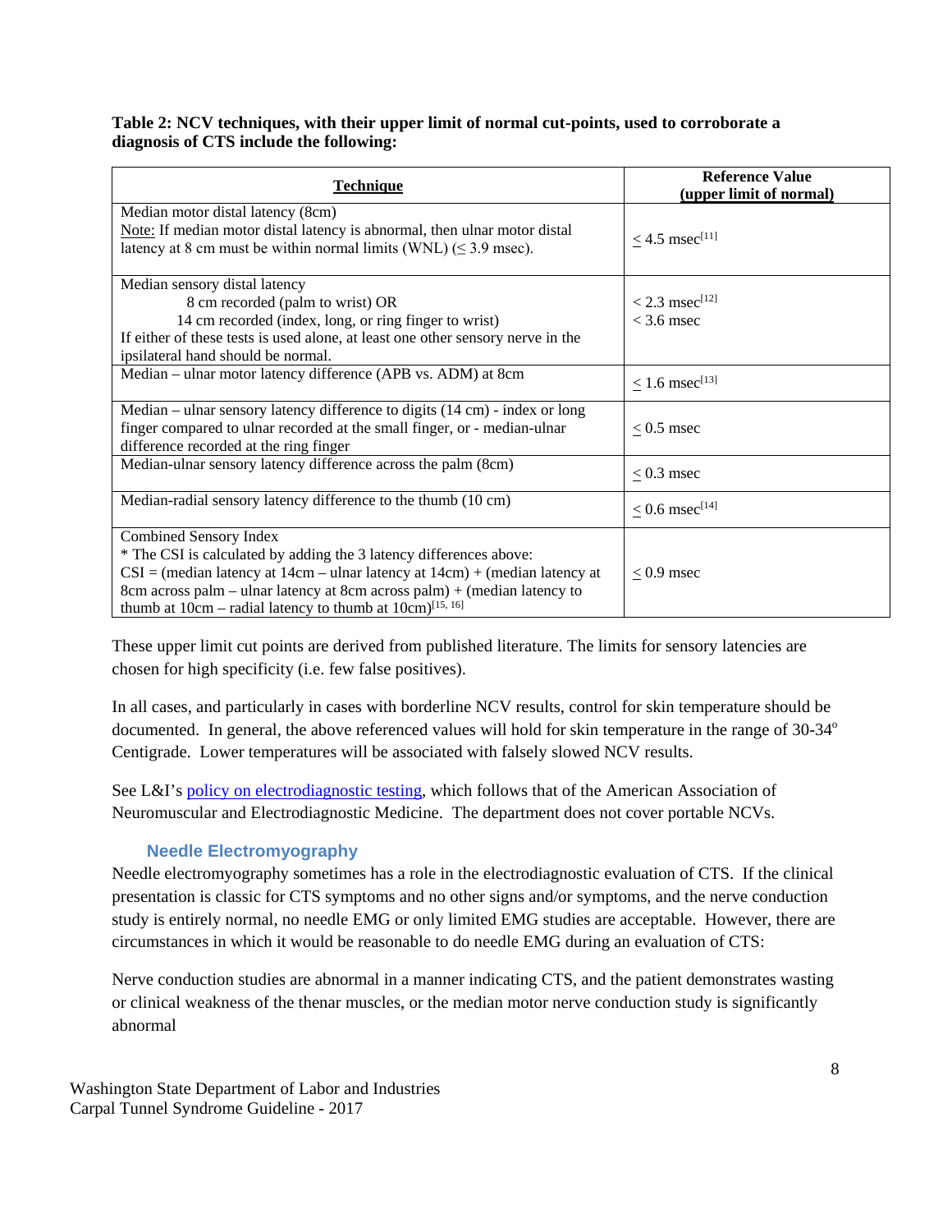**Table 2: NCV techniques, with their upper limit of normal cut-points, used to corroborate a diagnosis of CTS include the following:**

| Technique | Reference Value (upper limit of normal) |
|---|---|
| Median motor distal latency (8cm)<br>Note: If median motor distal latency is abnormal, then ulnar motor distal latency at 8 cm must be within normal limits (WNL) (≤ 3.9 msec). | ≤ 4.5 msec[11] |
| Median sensory distal latency<br>8 cm recorded (palm to wrist) OR<br>14 cm recorded (index, long, or ring finger to wrist)<br>If either of these tests is used alone, at least one other sensory nerve in the ipsilateral hand should be normal. | < 2.3 msec[12]<br>< 3.6 msec |
| Median – ulnar motor latency difference (APB vs. ADM) at 8cm | ≤ 1.6 msec[13] |
| Median – ulnar sensory latency difference to digits (14 cm) - index or long finger compared to ulnar recorded at the small finger, or - median-ulnar difference recorded at the ring finger | ≤ 0.5 msec |
| Median-ulnar sensory latency difference across the palm (8cm) | ≤ 0.3 msec |
| Median-radial sensory latency difference to the thumb (10 cm) | ≤ 0.6 msec[14] |
| Combined Sensory Index<br>* The CSI is calculated by adding the 3 latency differences above:<br>CSI = (median latency at 14cm – ulnar latency at 14cm) + (median latency at 8cm across palm – ulnar latency at 8cm across palm) + (median latency to thumb at 10cm – radial latency to thumb at 10cm)[15, 16] | ≤ 0.9 msec |

These upper limit cut points are derived from published literature. The limits for sensory latencies are chosen for high specificity (i.e. few false positives).

In all cases, and particularly in cases with borderline NCV results, control for skin temperature should be documented. In general, the above referenced values will hold for skin temperature in the range of 30-34° Centigrade. Lower temperatures will be associated with falsely slowed NCV results.

See L&I's policy on electrodiagnostic testing, which follows that of the American Association of Neuromuscular and Electrodiagnostic Medicine. The department does not cover portable NCVs.

### Needle Electromyography

Needle electromyography sometimes has a role in the electrodiagnostic evaluation of CTS. If the clinical presentation is classic for CTS symptoms and no other signs and/or symptoms, and the nerve conduction study is entirely normal, no needle EMG or only limited EMG studies are acceptable. However, there are circumstances in which it would be reasonable to do needle EMG during an evaluation of CTS:

Nerve conduction studies are abnormal in a manner indicating CTS, and the patient demonstrates wasting or clinical weakness of the thenar muscles, or the median motor nerve conduction study is significantly abnormal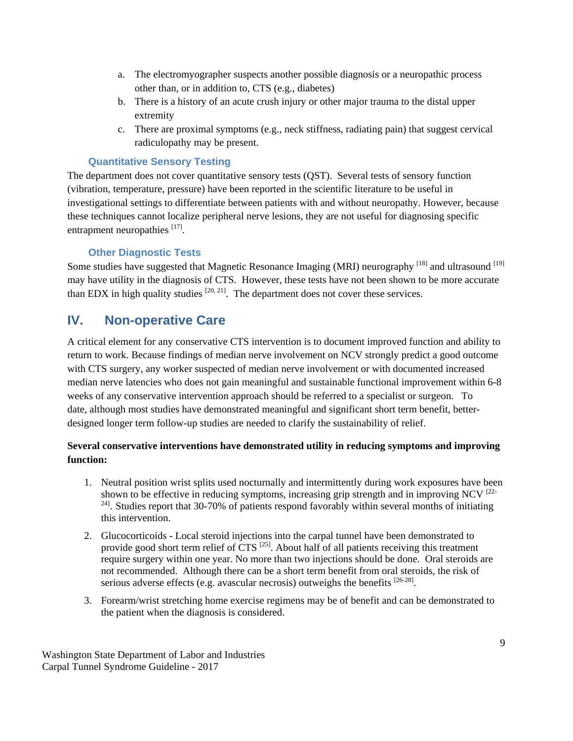a. The electromyographer suspects another possible diagnosis or a neuropathic process other than, or in addition to, CTS (e.g., diabetes)
b. There is a history of an acute crush injury or other major trauma to the distal upper extremity
c. There are proximal symptoms (e.g., neck stiffness, radiating pain) that suggest cervical radiculopathy may be present.

### Quantitative Sensory Testing

The department does not cover quantitative sensory tests (QST). Several tests of sensory function (vibration, temperature, pressure) have been reported in the scientific literature to be useful in investigational settings to differentiate between patients with and without neuropathy. However, because these techniques cannot localize peripheral nerve lesions, they are not useful for diagnosing specific entrapment neuropathies [17].

### Other Diagnostic Tests

Some studies have suggested that Magnetic Resonance Imaging (MRI) neurography [18] and ultrasound [19] may have utility in the diagnosis of CTS. However, these tests have not been shown to be more accurate than EDX in high quality studies [20, 21]. The department does not cover these services.

## IV. Non-operative Care

A critical element for any conservative CTS intervention is to document improved function and ability to return to work. Because findings of median nerve involvement on NCV strongly predict a good outcome with CTS surgery, any worker suspected of median nerve involvement or with documented increased median nerve latencies who does not gain meaningful and sustainable functional improvement within 6-8 weeks of any conservative intervention approach should be referred to a specialist or surgeon. To date, although most studies have demonstrated meaningful and significant short term benefit, better-designed longer term follow-up studies are needed to clarify the sustainability of relief.

**Several conservative interventions have demonstrated utility in reducing symptoms and improving function:**

1. Neutral position wrist splits used nocturnally and intermittently during work exposures have been shown to be effective in reducing symptoms, increasing grip strength and in improving NCV [22-24]. Studies report that 30-70% of patients respond favorably within several months of initiating this intervention.

2. Glucocorticoids - Local steroid injections into the carpal tunnel have been demonstrated to provide good short term relief of CTS [25]. About half of all patients receiving this treatment require surgery within one year. No more than two injections should be done. Oral steroids are not recommended. Although there can be a short term benefit from oral steroids, the risk of serious adverse effects (e.g. avascular necrosis) outweighs the benefits [26-28].

3. Forearm/wrist stretching home exercise regimens may be of benefit and can be demonstrated to the patient when the diagnosis is considered.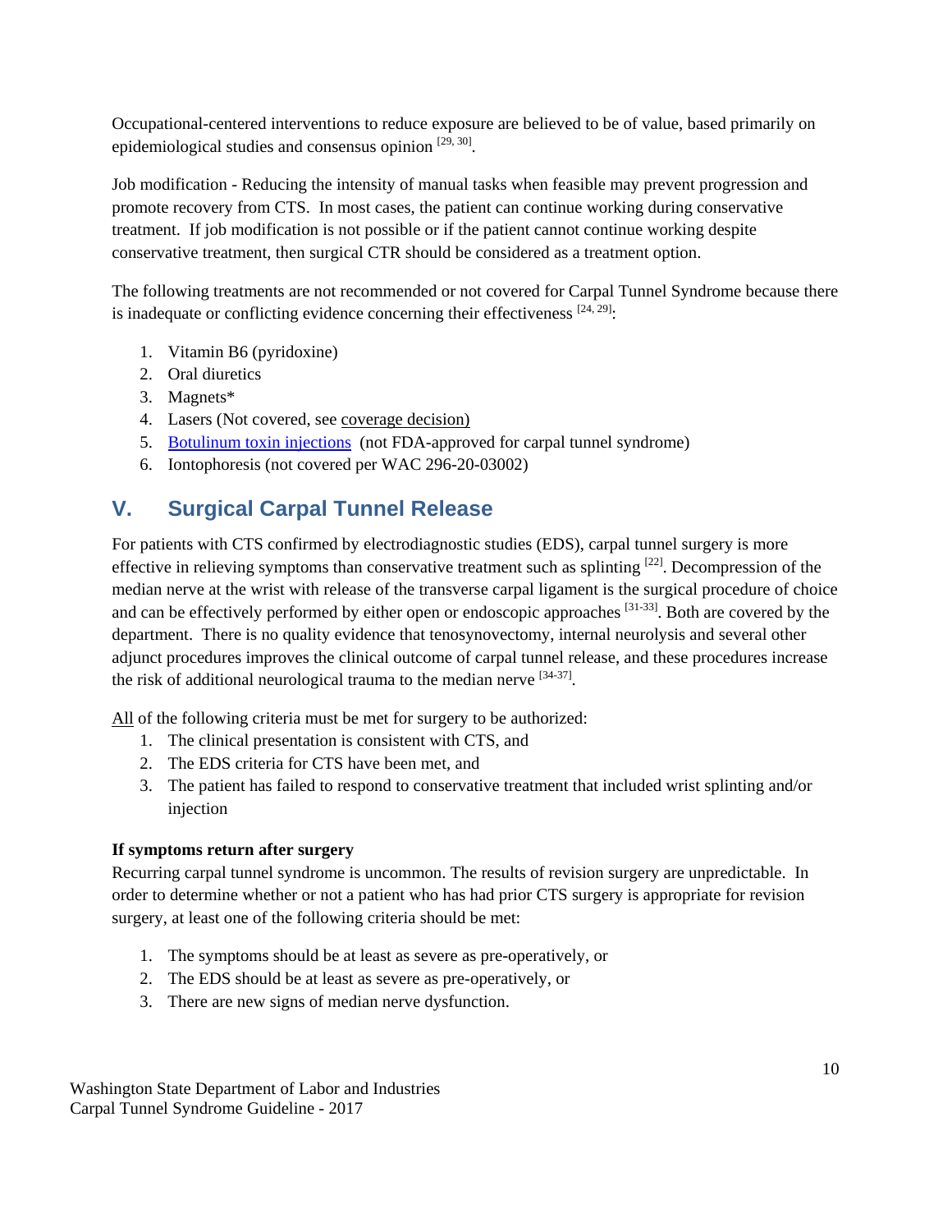Occupational-centered interventions to reduce exposure are believed to be of value, based primarily on epidemiological studies and consensus opinion [29, 30].

Job modification - Reducing the intensity of manual tasks when feasible may prevent progression and promote recovery from CTS. In most cases, the patient can continue working during conservative treatment. If job modification is not possible or if the patient cannot continue working despite conservative treatment, then surgical CTR should be considered as a treatment option.

The following treatments are not recommended or not covered for Carpal Tunnel Syndrome because there is inadequate or conflicting evidence concerning their effectiveness [24, 29]:

1. Vitamin B6 (pyridoxine)
2. Oral diuretics
3. Magnets*
4. Lasers (Not covered, see coverage decision)
5. Botulinum toxin injections (not FDA-approved for carpal tunnel syndrome)
6. Iontophoresis (not covered per WAC 296-20-03002)

## V. Surgical Carpal Tunnel Release

For patients with CTS confirmed by electrodiagnostic studies (EDS), carpal tunnel surgery is more effective in relieving symptoms than conservative treatment such as splinting [22]. Decompression of the median nerve at the wrist with release of the transverse carpal ligament is the surgical procedure of choice and can be effectively performed by either open or endoscopic approaches [31-33]. Both are covered by the department. There is no quality evidence that tenosynovectomy, internal neurolysis and several other adjunct procedures improves the clinical outcome of carpal tunnel release, and these procedures increase the risk of additional neurological trauma to the median nerve [34-37].

All of the following criteria must be met for surgery to be authorized:

1. The clinical presentation is consistent with CTS, and
2. The EDS criteria for CTS have been met, and
3. The patient has failed to respond to conservative treatment that included wrist splinting and/or injection

**If symptoms return after surgery**

Recurring carpal tunnel syndrome is uncommon. The results of revision surgery are unpredictable. In order to determine whether or not a patient who has had prior CTS surgery is appropriate for revision surgery, at least one of the following criteria should be met:

1. The symptoms should be at least as severe as pre-operatively, or
2. The EDS should be at least as severe as pre-operatively, or
3. There are new signs of median nerve dysfunction.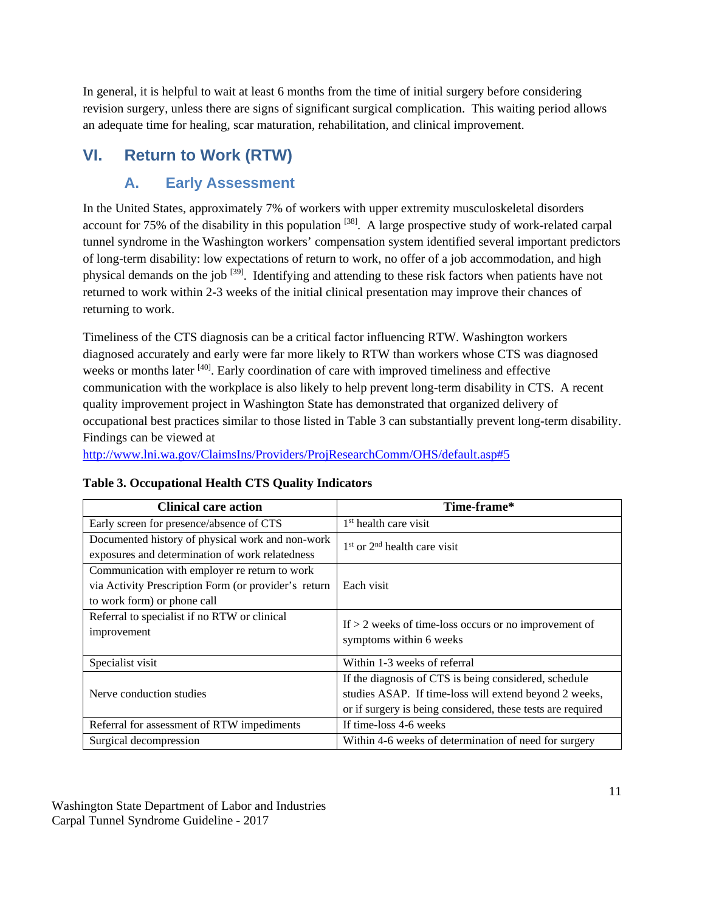In general, it is helpful to wait at least 6 months from the time of initial surgery before considering revision surgery, unless there are signs of significant surgical complication. This waiting period allows an adequate time for healing, scar maturation, rehabilitation, and clinical improvement.

## VI. Return to Work (RTW)

### A. Early Assessment

In the United States, approximately 7% of workers with upper extremity musculoskeletal disorders account for 75% of the disability in this population [38]. A large prospective study of work-related carpal tunnel syndrome in the Washington workers' compensation system identified several important predictors of long-term disability: low expectations of return to work, no offer of a job accommodation, and high physical demands on the job [39]. Identifying and attending to these risk factors when patients have not returned to work within 2-3 weeks of the initial clinical presentation may improve their chances of returning to work.

Timeliness of the CTS diagnosis can be a critical factor influencing RTW. Washington workers diagnosed accurately and early were far more likely to RTW than workers whose CTS was diagnosed weeks or months later [40]. Early coordination of care with improved timeliness and effective communication with the workplace is also likely to help prevent long-term disability in CTS. A recent quality improvement project in Washington State has demonstrated that organized delivery of occupational best practices similar to those listed in Table 3 can substantially prevent long-term disability. Findings can be viewed at http://www.lni.wa.gov/ClaimsIns/Providers/ProjResearchComm/OHS/default.asp#5

**Table 3. Occupational Health CTS Quality Indicators**

| Clinical care action | Time-frame* |
|---|---|
| Early screen for presence/absence of CTS | 1st health care visit |
| Documented history of physical work and non-work exposures and determination of work relatedness | 1st or 2nd health care visit |
| Communication with employer re return to work via Activity Prescription Form (or provider's return to work form) or phone call | Each visit |
| Referral to specialist if no RTW or clinical improvement | If > 2 weeks of time-loss occurs or no improvement of symptoms within 6 weeks |
| Specialist visit | Within 1-3 weeks of referral |
| Nerve conduction studies | If the diagnosis of CTS is being considered, schedule studies ASAP. If time-loss will extend beyond 2 weeks, or if surgery is being considered, these tests are required |
| Referral for assessment of RTW impediments | If time-loss 4-6 weeks |
| Surgical decompression | Within 4-6 weeks of determination of need for surgery |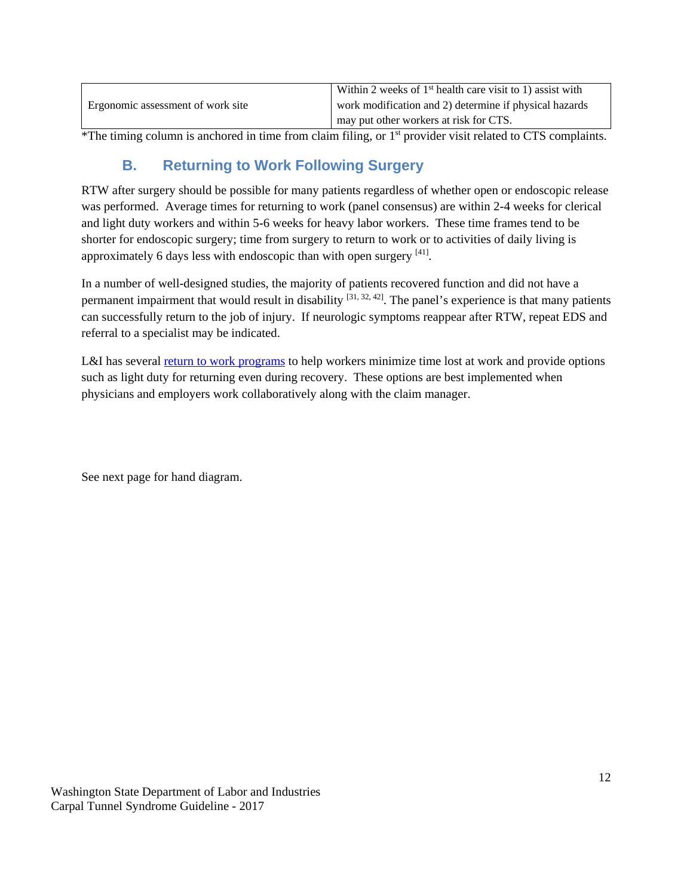| Ergonomic assessment of work site | Within 2 weeks of 1st health care visit to 1) assist with work modification and 2) determine if physical hazards may put other workers at risk for CTS. |
|---|---|

*The timing column is anchored in time from claim filing, or 1st provider visit related to CTS complaints.

## B. Returning to Work Following Surgery

RTW after surgery should be possible for many patients regardless of whether open or endoscopic release was performed. Average times for returning to work (panel consensus) are within 2-4 weeks for clerical and light duty workers and within 5-6 weeks for heavy labor workers. These time frames tend to be shorter for endoscopic surgery; time from surgery to return to work or to activities of daily living is approximately 6 days less with endoscopic than with open surgery [41].

In a number of well-designed studies, the majority of patients recovered function and did not have a permanent impairment that would result in disability [31, 32, 42]. The panel's experience is that many patients can successfully return to the job of injury. If neurologic symptoms reappear after RTW, repeat EDS and referral to a specialist may be indicated.

L&I has several return to work programs to help workers minimize time lost at work and provide options such as light duty for returning even during recovery. These options are best implemented when physicians and employers work collaboratively along with the claim manager.

See next page for hand diagram.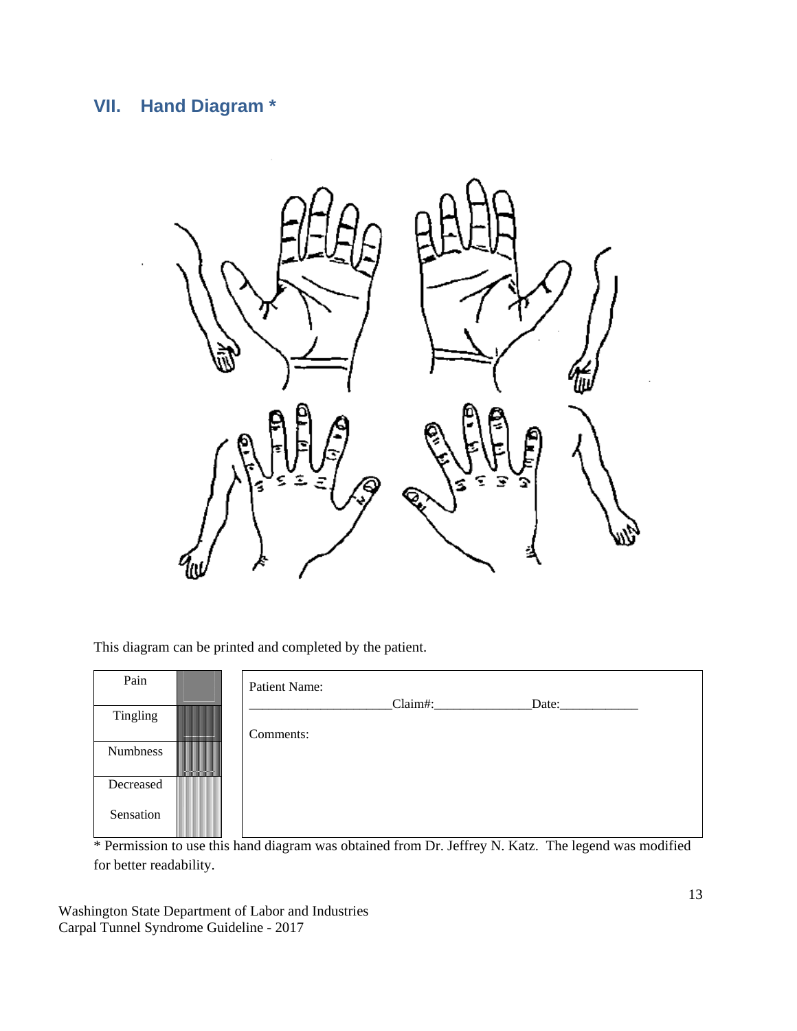## VII. Hand Diagram *

This diagram can be printed and completed by the patient.

| Pain | |
|---|---|
| Tingling | |
| Numbness | |
| Decreased Sensation | |

Patient Name: ______________________Claim#:_______________Date:____________

Comments:

* Permission to use this hand diagram was obtained from Dr. Jeffrey N. Katz. The legend was modified for better readability.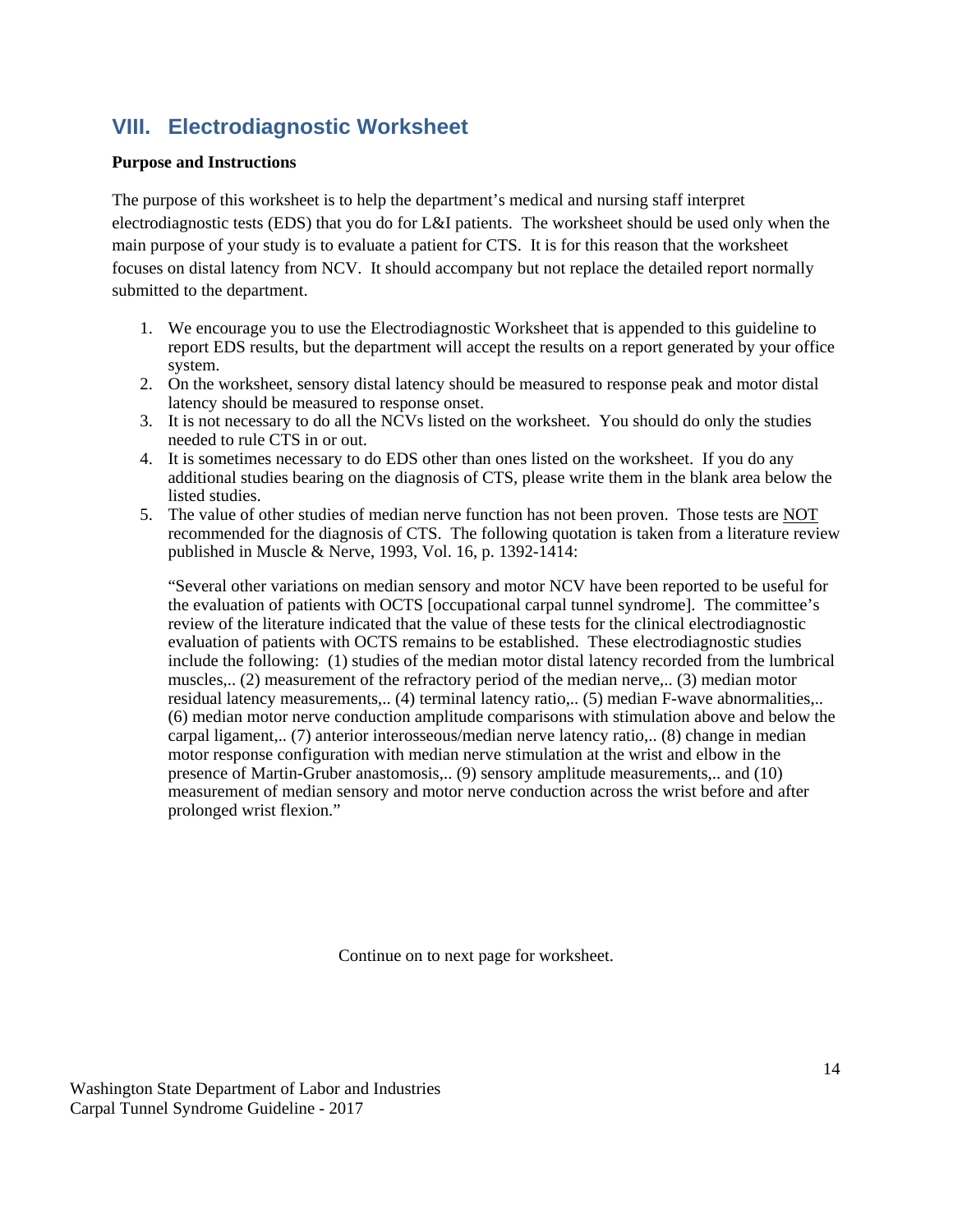## VIII. Electrodiagnostic Worksheet

**Purpose and Instructions**

The purpose of this worksheet is to help the department's medical and nursing staff interpret electrodiagnostic tests (EDS) that you do for L&I patients. The worksheet should be used only when the main purpose of your study is to evaluate a patient for CTS. It is for this reason that the worksheet focuses on distal latency from NCV. It should accompany but not replace the detailed report normally submitted to the department.

1. We encourage you to use the Electrodiagnostic Worksheet that is appended to this guideline to report EDS results, but the department will accept the results on a report generated by your office system.
2. On the worksheet, sensory distal latency should be measured to response peak and motor distal latency should be measured to response onset.
3. It is not necessary to do all the NCVs listed on the worksheet. You should do only the studies needed to rule CTS in or out.
4. It is sometimes necessary to do EDS other than ones listed on the worksheet. If you do any additional studies bearing on the diagnosis of CTS, please write them in the blank area below the listed studies.
5. The value of other studies of median nerve function has not been proven. Those tests are <u>NOT</u> recommended for the diagnosis of CTS. The following quotation is taken from a literature review published in Muscle & Nerve, 1993, Vol. 16, p. 1392-1414:

   "Several other variations on median sensory and motor NCV have been reported to be useful for the evaluation of patients with OCTS [occupational carpal tunnel syndrome]. The committee's review of the literature indicated that the value of these tests for the clinical electrodiagnostic evaluation of patients with OCTS remains to be established. These electrodiagnostic studies include the following: (1) studies of the median motor distal latency recorded from the lumbrical muscles,.. (2) measurement of the refractory period of the median nerve,.. (3) median motor residual latency measurements,.. (4) terminal latency ratio,.. (5) median F-wave abnormalities,.. (6) median motor nerve conduction amplitude comparisons with stimulation above and below the carpal ligament,.. (7) anterior interosseous/median nerve latency ratio,.. (8) change in median motor response configuration with median nerve stimulation at the wrist and elbow in the presence of Martin-Gruber anastomosis,.. (9) sensory amplitude measurements,.. and (10) measurement of median sensory and motor nerve conduction across the wrist before and after prolonged wrist flexion."

Continue on to next page for worksheet.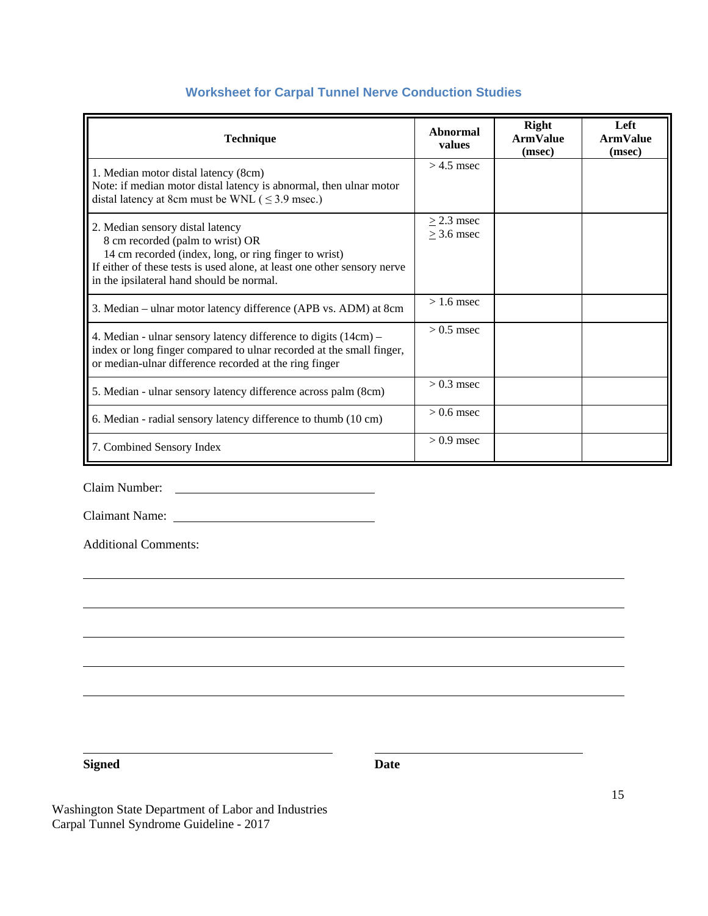## Worksheet for Carpal Tunnel Nerve Conduction Studies

| Technique | Abnormal values | Right ArmValue (msec) | Left ArmValue (msec) |
|---|---|---|---|
| 1. Median motor distal latency (8cm)<br>Note: if median motor distal latency is abnormal, then ulnar motor distal latency at 8cm must be WNL ( ≤ 3.9 msec.) | > 4.5 msec | | |
| 2. Median sensory distal latency<br>8 cm recorded (palm to wrist) OR<br>14 cm recorded (index, long, or ring finger to wrist)<br>If either of these tests is used alone, at least one other sensory nerve in the ipsilateral hand should be normal. | ≥ 2.3 msec<br>≥ 3.6 msec | | |
| 3. Median – ulnar motor latency difference (APB vs. ADM) at 8cm | > 1.6 msec | | |
| 4. Median - ulnar sensory latency difference to digits (14cm) – index or long finger compared to ulnar recorded at the small finger, or median-ulnar difference recorded at the ring finger | > 0.5 msec | | |
| 5. Median - ulnar sensory latency difference across palm (8cm) | > 0.3 msec | | |
| 6. Median - radial sensory latency difference to thumb (10 cm) | > 0.6 msec | | |
| 7. Combined Sensory Index | > 0.9 msec | | |

Claim Number: ______________________________

Claimant Name: ______________________________

Additional Comments:

______________________________________________________________________

______________________________________________________________________

______________________________________________________________________

______________________________________________________________________

______________________________________________________________________

______________________________ ______________________________

**Signed** **Date**

Washington State Department of Labor and Industries
Carpal Tunnel Syndrome Guideline - 2017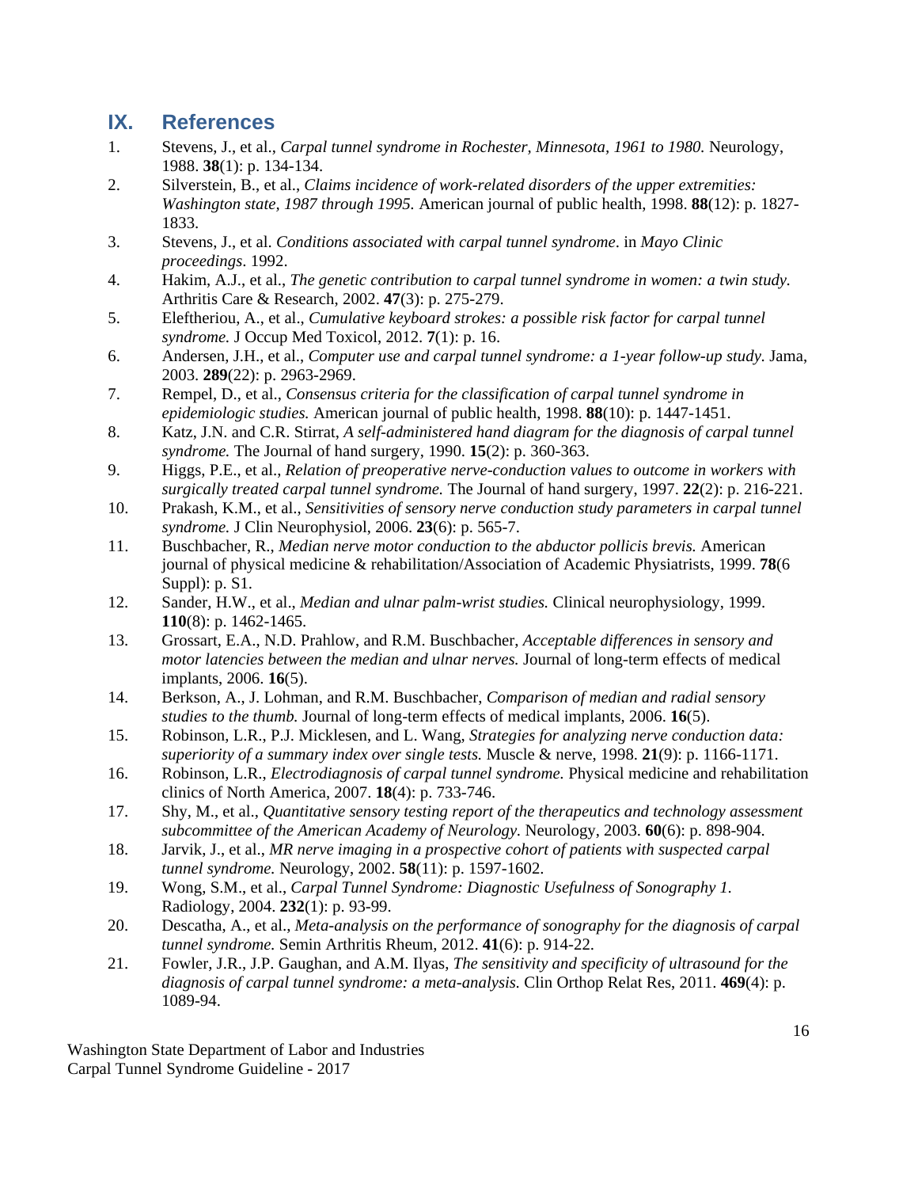## IX. References

1. Stevens, J., et al., *Carpal tunnel syndrome in Rochester, Minnesota, 1961 to 1980.* Neurology, 1988. **38**(1): p. 134-134.
2. Silverstein, B., et al., *Claims incidence of work-related disorders of the upper extremities: Washington state, 1987 through 1995.* American journal of public health, 1998. **88**(12): p. 1827-1833.
3. Stevens, J., et al. *Conditions associated with carpal tunnel syndrome*. in *Mayo Clinic proceedings*. 1992.
4. Hakim, A.J., et al., *The genetic contribution to carpal tunnel syndrome in women: a twin study.* Arthritis Care & Research, 2002. **47**(3): p. 275-279.
5. Eleftheriou, A., et al., *Cumulative keyboard strokes: a possible risk factor for carpal tunnel syndrome.* J Occup Med Toxicol, 2012. **7**(1): p. 16.
6. Andersen, J.H., et al., *Computer use and carpal tunnel syndrome: a 1-year follow-up study.* Jama, 2003. **289**(22): p. 2963-2969.
7. Rempel, D., et al., *Consensus criteria for the classification of carpal tunnel syndrome in epidemiologic studies.* American journal of public health, 1998. **88**(10): p. 1447-1451.
8. Katz, J.N. and C.R. Stirrat, *A self-administered hand diagram for the diagnosis of carpal tunnel syndrome.* The Journal of hand surgery, 1990. **15**(2): p. 360-363.
9. Higgs, P.E., et al., *Relation of preoperative nerve-conduction values to outcome in workers with surgically treated carpal tunnel syndrome.* The Journal of hand surgery, 1997. **22**(2): p. 216-221.
10. Prakash, K.M., et al., *Sensitivities of sensory nerve conduction study parameters in carpal tunnel syndrome.* J Clin Neurophysiol, 2006. **23**(6): p. 565-7.
11. Buschbacher, R., *Median nerve motor conduction to the abductor pollicis brevis.* American journal of physical medicine & rehabilitation/Association of Academic Physiatrists, 1999. **78**(6 Suppl): p. S1.
12. Sander, H.W., et al., *Median and ulnar palm-wrist studies.* Clinical neurophysiology, 1999. **110**(8): p. 1462-1465.
13. Grossart, E.A., N.D. Prahlow, and R.M. Buschbacher, *Acceptable differences in sensory and motor latencies between the median and ulnar nerves.* Journal of long-term effects of medical implants, 2006. **16**(5).
14. Berkson, A., J. Lohman, and R.M. Buschbacher, *Comparison of median and radial sensory studies to the thumb.* Journal of long-term effects of medical implants, 2006. **16**(5).
15. Robinson, L.R., P.J. Micklesen, and L. Wang, *Strategies for analyzing nerve conduction data: superiority of a summary index over single tests.* Muscle & nerve, 1998. **21**(9): p. 1166-1171.
16. Robinson, L.R., *Electrodiagnosis of carpal tunnel syndrome.* Physical medicine and rehabilitation clinics of North America, 2007. **18**(4): p. 733-746.
17. Shy, M., et al., *Quantitative sensory testing report of the therapeutics and technology assessment subcommittee of the American Academy of Neurology.* Neurology, 2003. **60**(6): p. 898-904.
18. Jarvik, J., et al., *MR nerve imaging in a prospective cohort of patients with suspected carpal tunnel syndrome.* Neurology, 2002. **58**(11): p. 1597-1602.
19. Wong, S.M., et al., *Carpal Tunnel Syndrome: Diagnostic Usefulness of Sonography 1.* Radiology, 2004. **232**(1): p. 93-99.
20. Descatha, A., et al., *Meta-analysis on the performance of sonography for the diagnosis of carpal tunnel syndrome.* Semin Arthritis Rheum, 2012. **41**(6): p. 914-22.
21. Fowler, J.R., J.P. Gaughan, and A.M. Ilyas, *The sensitivity and specificity of ultrasound for the diagnosis of carpal tunnel syndrome: a meta-analysis.* Clin Orthop Relat Res, 2011. **469**(4): p. 1089-94.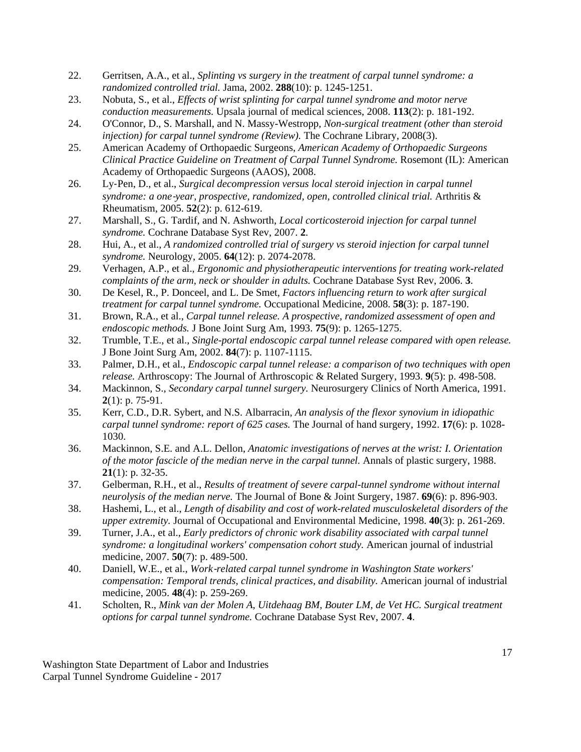22. Gerritsen, A.A., et al., *Splinting vs surgery in the treatment of carpal tunnel syndrome: a randomized controlled trial.* Jama, 2002. **288**(10): p. 1245-1251.
23. Nobuta, S., et al., *Effects of wrist splinting for carpal tunnel syndrome and motor nerve conduction measurements.* Upsala journal of medical sciences, 2008. **113**(2): p. 181-192.
24. O'Connor, D., S. Marshall, and N. Massy-Westropp, *Non-surgical treatment (other than steroid injection) for carpal tunnel syndrome (Review).* The Cochrane Library, 2008(3).
25. American Academy of Orthopaedic Surgeons, *American Academy of Orthopaedic Surgeons Clinical Practice Guideline on Treatment of Carpal Tunnel Syndrome.* Rosemont (IL): American Academy of Orthopaedic Surgeons (AAOS), 2008.
26. Ly-Pen, D., et al., *Surgical decompression versus local steroid injection in carpal tunnel syndrome: a one-year, prospective, randomized, open, controlled clinical trial.* Arthritis & Rheumatism, 2005. **52**(2): p. 612-619.
27. Marshall, S., G. Tardif, and N. Ashworth, *Local corticosteroid injection for carpal tunnel syndrome.* Cochrane Database Syst Rev, 2007. **2**.
28. Hui, A., et al., *A randomized controlled trial of surgery vs steroid injection for carpal tunnel syndrome.* Neurology, 2005. **64**(12): p. 2074-2078.
29. Verhagen, A.P., et al., *Ergonomic and physiotherapeutic interventions for treating work-related complaints of the arm, neck or shoulder in adults.* Cochrane Database Syst Rev, 2006. **3**.
30. De Kesel, R., P. Donceel, and L. De Smet, *Factors influencing return to work after surgical treatment for carpal tunnel syndrome.* Occupational Medicine, 2008. **58**(3): p. 187-190.
31. Brown, R.A., et al., *Carpal tunnel release. A prospective, randomized assessment of open and endoscopic methods.* J Bone Joint Surg Am, 1993. **75**(9): p. 1265-1275.
32. Trumble, T.E., et al., *Single-portal endoscopic carpal tunnel release compared with open release.* J Bone Joint Surg Am, 2002. **84**(7): p. 1107-1115.
33. Palmer, D.H., et al., *Endoscopic carpal tunnel release: a comparison of two techniques with open release.* Arthroscopy: The Journal of Arthroscopic & Related Surgery, 1993. **9**(5): p. 498-508.
34. Mackinnon, S., *Secondary carpal tunnel surgery.* Neurosurgery Clinics of North America, 1991. **2**(1): p. 75-91.
35. Kerr, C.D., D.R. Sybert, and N.S. Albarracin, *An analysis of the flexor synovium in idiopathic carpal tunnel syndrome: report of 625 cases.* The Journal of hand surgery, 1992. **17**(6): p. 1028-1030.
36. Mackinnon, S.E. and A.L. Dellon, *Anatomic investigations of nerves at the wrist: I. Orientation of the motor fascicle of the median nerve in the carpal tunnel.* Annals of plastic surgery, 1988. **21**(1): p. 32-35.
37. Gelberman, R.H., et al., *Results of treatment of severe carpal-tunnel syndrome without internal neurolysis of the median nerve.* The Journal of Bone & Joint Surgery, 1987. **69**(6): p. 896-903.
38. Hashemi, L., et al., *Length of disability and cost of work-related musculoskeletal disorders of the upper extremity.* Journal of Occupational and Environmental Medicine, 1998. **40**(3): p. 261-269.
39. Turner, J.A., et al., *Early predictors of chronic work disability associated with carpal tunnel syndrome: a longitudinal workers' compensation cohort study.* American journal of industrial medicine, 2007. **50**(7): p. 489-500.
40. Daniell, W.E., et al., *Work-related carpal tunnel syndrome in Washington State workers' compensation: Temporal trends, clinical practices, and disability.* American journal of industrial medicine, 2005. **48**(4): p. 259-269.
41. Scholten, R., *Mink van der Molen A, Uitdehaag BM, Bouter LM, de Vet HC. Surgical treatment options for carpal tunnel syndrome.* Cochrane Database Syst Rev, 2007. **4**.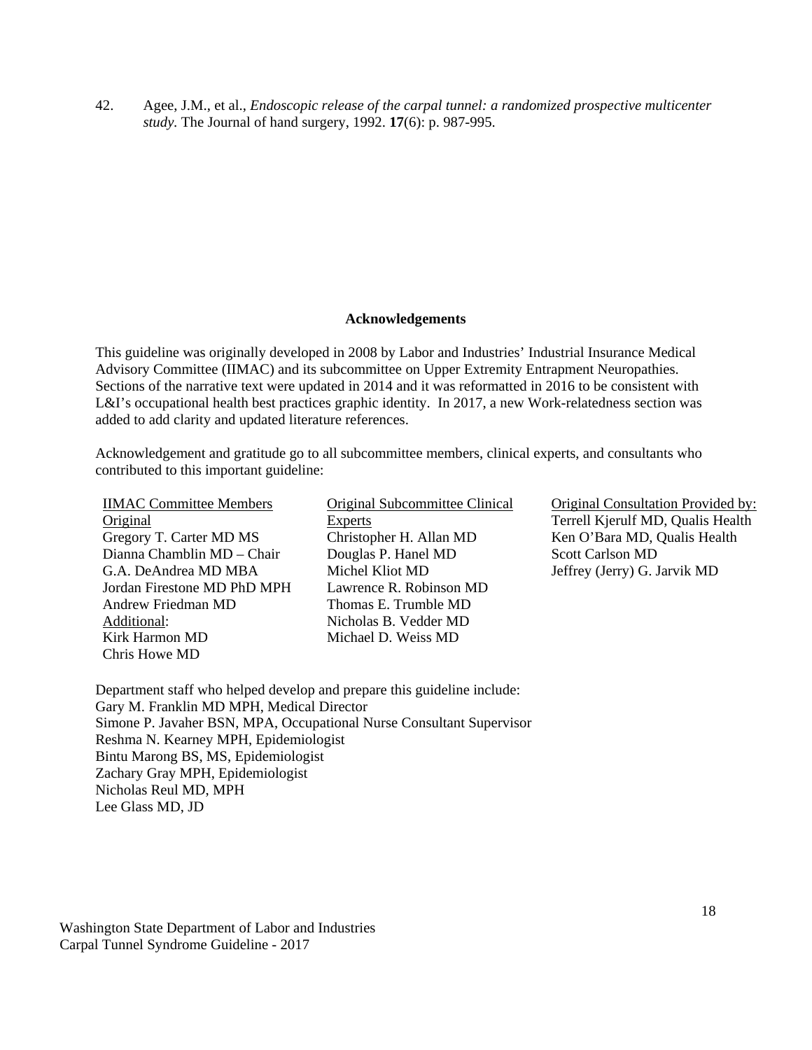42. Agee, J.M., et al., *Endoscopic release of the carpal tunnel: a randomized prospective multicenter study.* The Journal of hand surgery, 1992. **17**(6): p. 987-995.

## Acknowledgements

This guideline was originally developed in 2008 by Labor and Industries' Industrial Insurance Medical Advisory Committee (IIMAC) and its subcommittee on Upper Extremity Entrapment Neuropathies. Sections of the narrative text were updated in 2014 and it was reformatted in 2016 to be consistent with L&I's occupational health best practices graphic identity. In 2017, a new Work-relatedness section was added to add clarity and updated literature references.

Acknowledgement and gratitude go to all subcommittee members, clinical experts, and consultants who contributed to this important guideline:

IIMAC Committee Members

Original

Gregory T. Carter MD MS
Dianna Chamblin MD – Chair
G.A. DeAndrea MD MBA
Jordan Firestone MD PhD MPH
Andrew Friedman MD

Additional:

Kirk Harmon MD
Chris Howe MD

Original Subcommittee Clinical Experts

Christopher H. Allan MD
Douglas P. Hanel MD
Michel Kliot MD
Lawrence R. Robinson MD
Thomas E. Trumble MD
Nicholas B. Vedder MD
Michael D. Weiss MD

Original Consultation Provided by:

Terrell Kjerulf MD, Qualis Health
Ken O'Bara MD, Qualis Health
Scott Carlson MD
Jeffrey (Jerry) G. Jarvik MD

Department staff who helped develop and prepare this guideline include:
Gary M. Franklin MD MPH, Medical Director
Simone P. Javaher BSN, MPA, Occupational Nurse Consultant Supervisor
Reshma N. Kearney MPH, Epidemiologist
Bintu Marong BS, MS, Epidemiologist
Zachary Gray MPH, Epidemiologist
Nicholas Reul MD, MPH
Lee Glass MD, JD